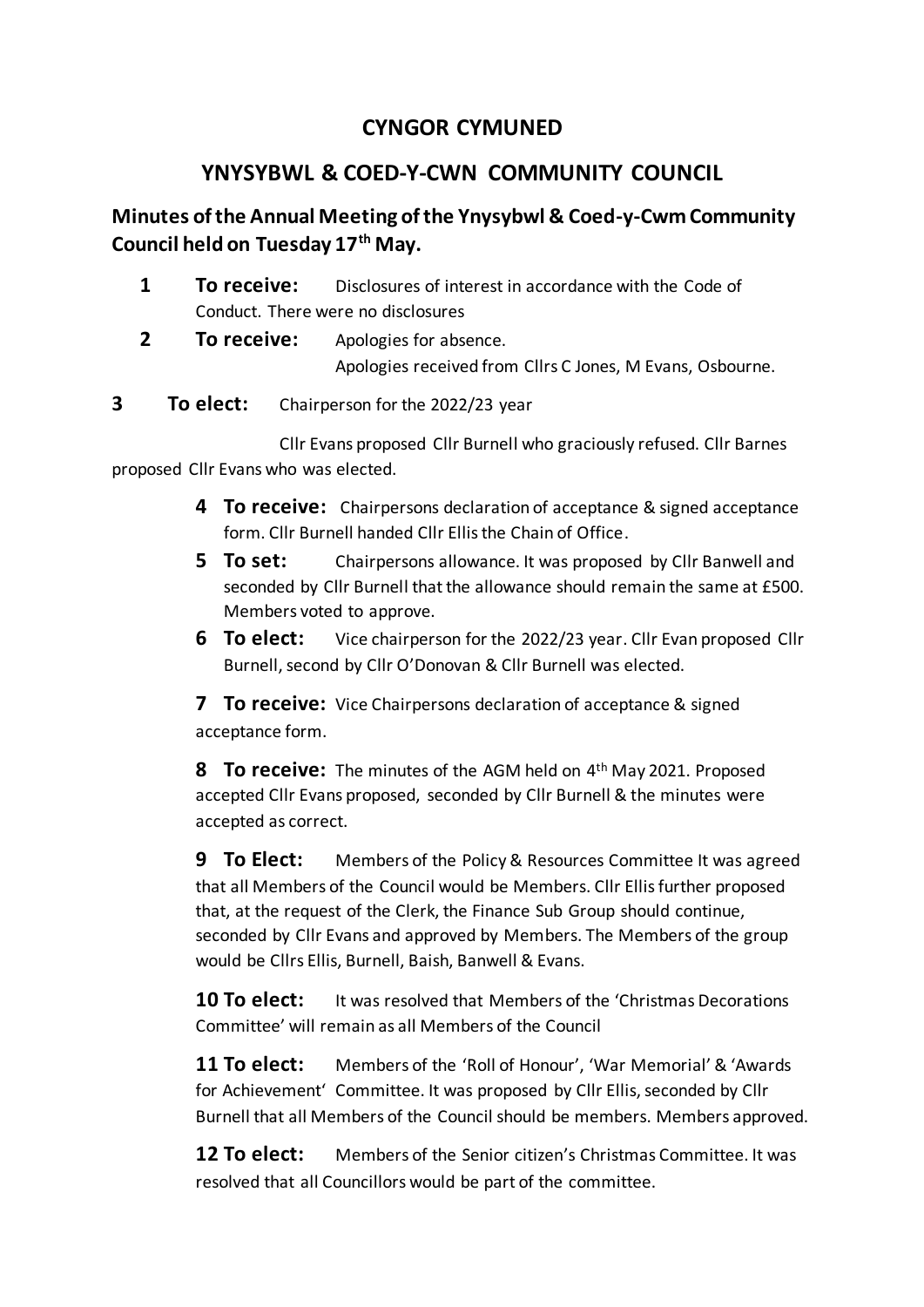# CYNGOR CYMUNED

## YNYSYBWL & COED-Y-CWN COMMUNITY COUNCIL

### Minutes of the Annual Meeting of the Ynysybwl & Coed-y-Cwm Community Council held on Tuesday 17th May.

**1 To receive:** Disclosures of interest in accordance with the Code of Conduct. There were no disclosures

**2 To receive:** Apologies for absence.
Apologies received from Cllrs C Jones, M Evans, Osbourne.

**3 To elect:** Chairperson for the 2022/23 year

Cllr Evans proposed Cllr Burnell who graciously refused. Cllr Barnes proposed Cllr Evans who was elected.

**4 To receive:** Chairpersons declaration of acceptance & signed acceptance form. Cllr Burnell handed Cllr Ellis the Chain of Office.

**5 To set:** Chairpersons allowance. It was proposed by Cllr Banwell and seconded by Cllr Burnell that the allowance should remain the same at £500. Members voted to approve.

**6 To elect:** Vice chairperson for the 2022/23 year. Cllr Evan proposed Cllr Burnell, second by Cllr O'Donovan & Cllr Burnell was elected.

**7 To receive:** Vice Chairpersons declaration of acceptance & signed acceptance form.

**8 To receive:** The minutes of the AGM held on 4th May 2021. Proposed accepted Cllr Evans proposed, seconded by Cllr Burnell & the minutes were accepted as correct.

**9 To Elect:** Members of the Policy & Resources Committee It was agreed that all Members of the Council would be Members. Cllr Ellis further proposed that, at the request of the Clerk, the Finance Sub Group should continue, seconded by Cllr Evans and approved by Members. The Members of the group would be Cllrs Ellis, Burnell, Baish, Banwell & Evans.

**10 To elect:** It was resolved that Members of the 'Christmas Decorations Committee' will remain as all Members of the Council

**11 To elect:** Members of the 'Roll of Honour', 'War Memorial' & 'Awards for Achievement' Committee. It was proposed by Cllr Ellis, seconded by Cllr Burnell that all Members of the Council should be members. Members approved.

**12 To elect:** Members of the Senior citizen's Christmas Committee. It was resolved that all Councillors would be part of the committee.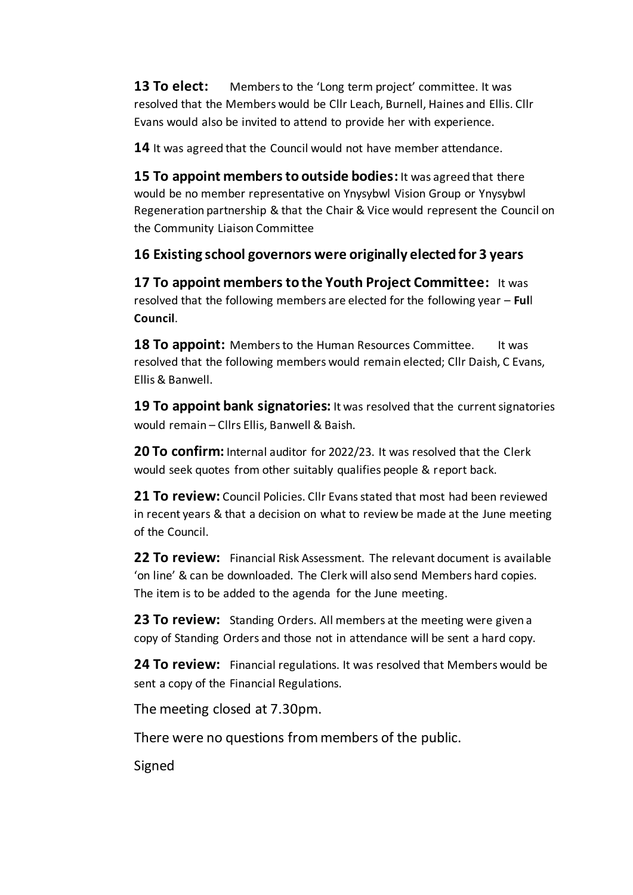**13 To elect:** Members to the 'Long term project' committee. It was resolved that the Members would be Cllr Leach, Burnell, Haines and Ellis. Cllr Evans would also be invited to attend to provide her with experience.

**14** It was agreed that the Council would not have member attendance.

**15 To appoint members to outside bodies:** It was agreed that there would be no member representative on Ynysybwl Vision Group or Ynysybwl Regeneration partnership & that the Chair & Vice would represent the Council on the Community Liaison Committee

**16 Existing school governors were originally elected for 3 years**

**17 To appoint members to the Youth Project Committee:** It was resolved that the following members are elected for the following year – **Full Council**.

**18 To appoint:** Members to the Human Resources Committee. It was resolved that the following members would remain elected; Cllr Daish, C Evans, Ellis & Banwell.

**19 To appoint bank signatories:** It was resolved that the current signatories would remain – Cllrs Ellis, Banwell & Baish.

**20 To confirm:** Internal auditor for 2022/23. It was resolved that the Clerk would seek quotes from other suitably qualifies people & report back.

**21 To review:** Council Policies. Cllr Evans stated that most had been reviewed in recent years & that a decision on what to review be made at the June meeting of the Council.

**22 To review:** Financial Risk Assessment. The relevant document is available 'on line' & can be downloaded. The Clerk will also send Members hard copies. The item is to be added to the agenda for the June meeting.

**23 To review:** Standing Orders. All members at the meeting were given a copy of Standing Orders and those not in attendance will be sent a hard copy.

**24 To review:** Financial regulations. It was resolved that Members would be sent a copy of the Financial Regulations.

The meeting closed at 7.30pm.

There were no questions from members of the public.

Signed